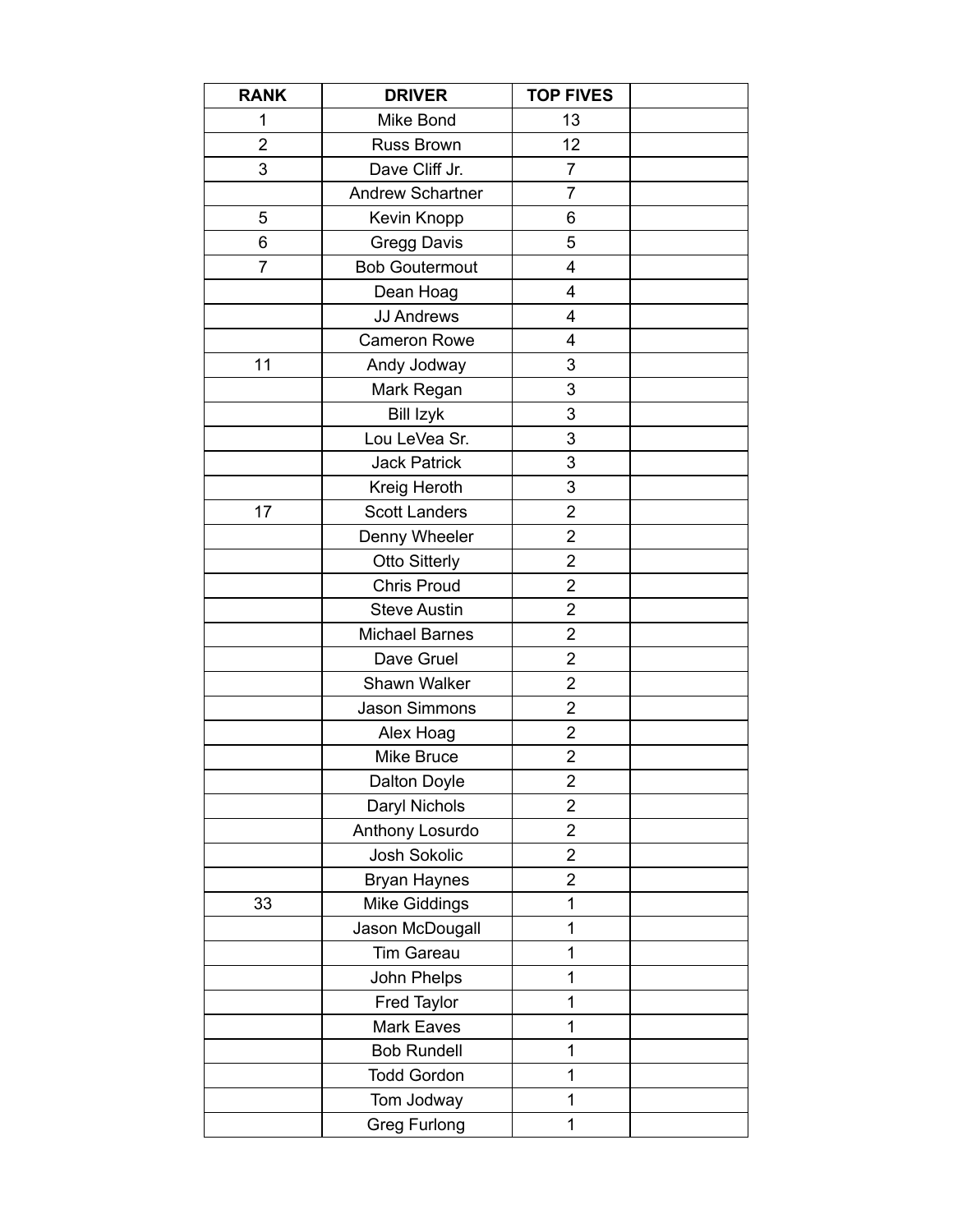| RANK | DRIVER | TOP FIVES | |
|---|---|---|---|
| 1 | Mike Bond | 13 | |
| 2 | Russ Brown | 12 | |
| 3 | Dave Cliff Jr. | 7 | |
| | Andrew Schartner | 7 | |
| 5 | Kevin Knopp | 6 | |
| 6 | Gregg Davis | 5 | |
| 7 | Bob Goutermout | 4 | |
| | Dean Hoag | 4 | |
| | JJ Andrews | 4 | |
| | Cameron Rowe | 4 | |
| 11 | Andy Jodway | 3 | |
| | Mark Regan | 3 | |
| | Bill Izyk | 3 | |
| | Lou LeVea Sr. | 3 | |
| | Jack Patrick | 3 | |
| | Kreig Heroth | 3 | |
| 17 | Scott Landers | 2 | |
| | Denny Wheeler | 2 | |
| | Otto Sitterly | 2 | |
| | Chris Proud | 2 | |
| | Steve Austin | 2 | |
| | Michael Barnes | 2 | |
| | Dave Gruel | 2 | |
| | Shawn Walker | 2 | |
| | Jason Simmons | 2 | |
| | Alex Hoag | 2 | |
| | Mike Bruce | 2 | |
| | Dalton Doyle | 2 | |
| | Daryl Nichols | 2 | |
| | Anthony Losurdo | 2 | |
| | Josh Sokolic | 2 | |
| | Bryan Haynes | 2 | |
| 33 | Mike Giddings | 1 | |
| | Jason McDougall | 1 | |
| | Tim Gareau | 1 | |
| | John Phelps | 1 | |
| | Fred Taylor | 1 | |
| | Mark Eaves | 1 | |
| | Bob Rundell | 1 | |
| | Todd Gordon | 1 | |
| | Tom Jodway | 1 | |
| | Greg Furlong | 1 | |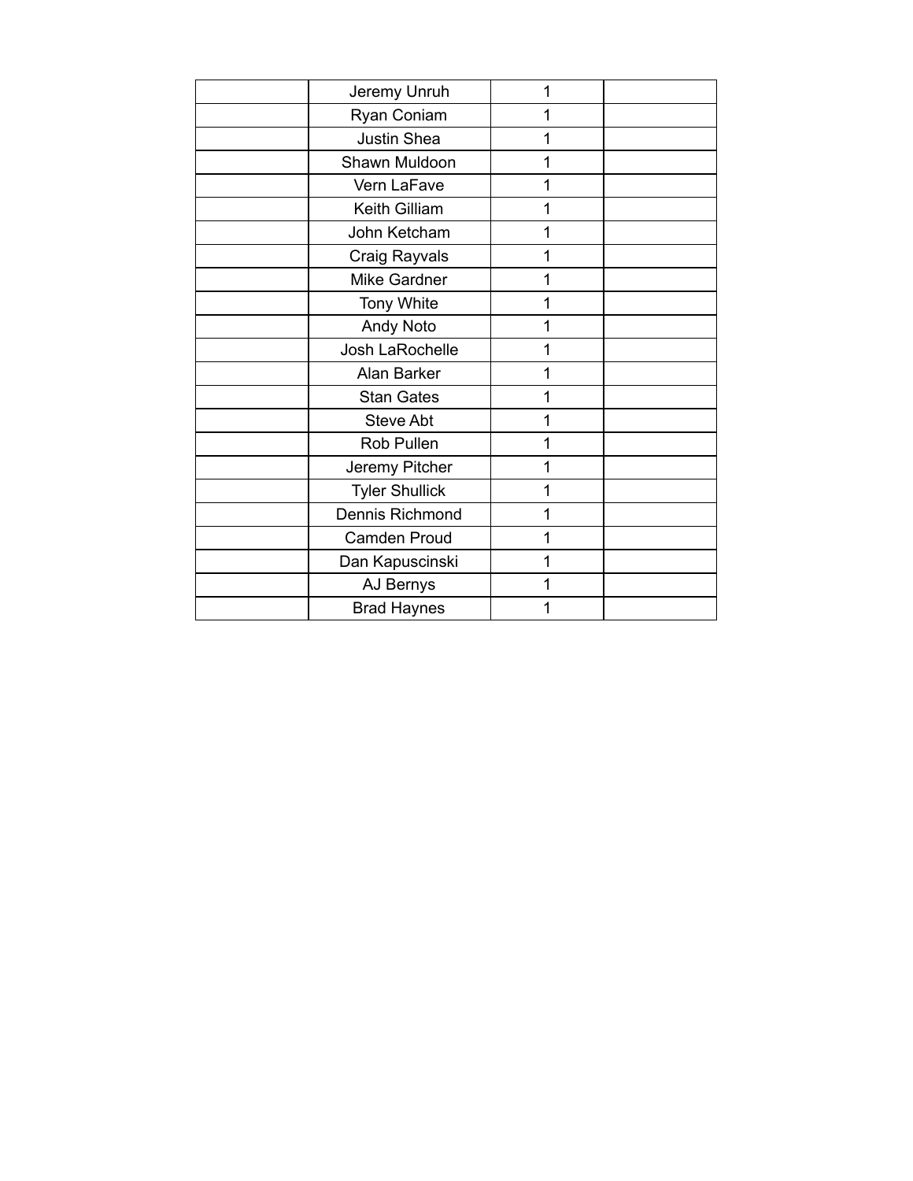| | | | |
|---|---|---|---|
| | Jeremy Unruh | 1 | |
| | Ryan Coniam | 1 | |
| | Justin Shea | 1 | |
| | Shawn Muldoon | 1 | |
| | Vern LaFave | 1 | |
| | Keith Gilliam | 1 | |
| | John Ketcham | 1 | |
| | Craig Rayvals | 1 | |
| | Mike Gardner | 1 | |
| | Tony White | 1 | |
| | Andy Noto | 1 | |
| | Josh LaRochelle | 1 | |
| | Alan Barker | 1 | |
| | Stan Gates | 1 | |
| | Steve Abt | 1 | |
| | Rob Pullen | 1 | |
| | Jeremy Pitcher | 1 | |
| | Tyler Shullick | 1 | |
| | Dennis Richmond | 1 | |
| | Camden Proud | 1 | |
| | Dan Kapuscinski | 1 | |
| | AJ Bernys | 1 | |
| | Brad Haynes | 1 | |